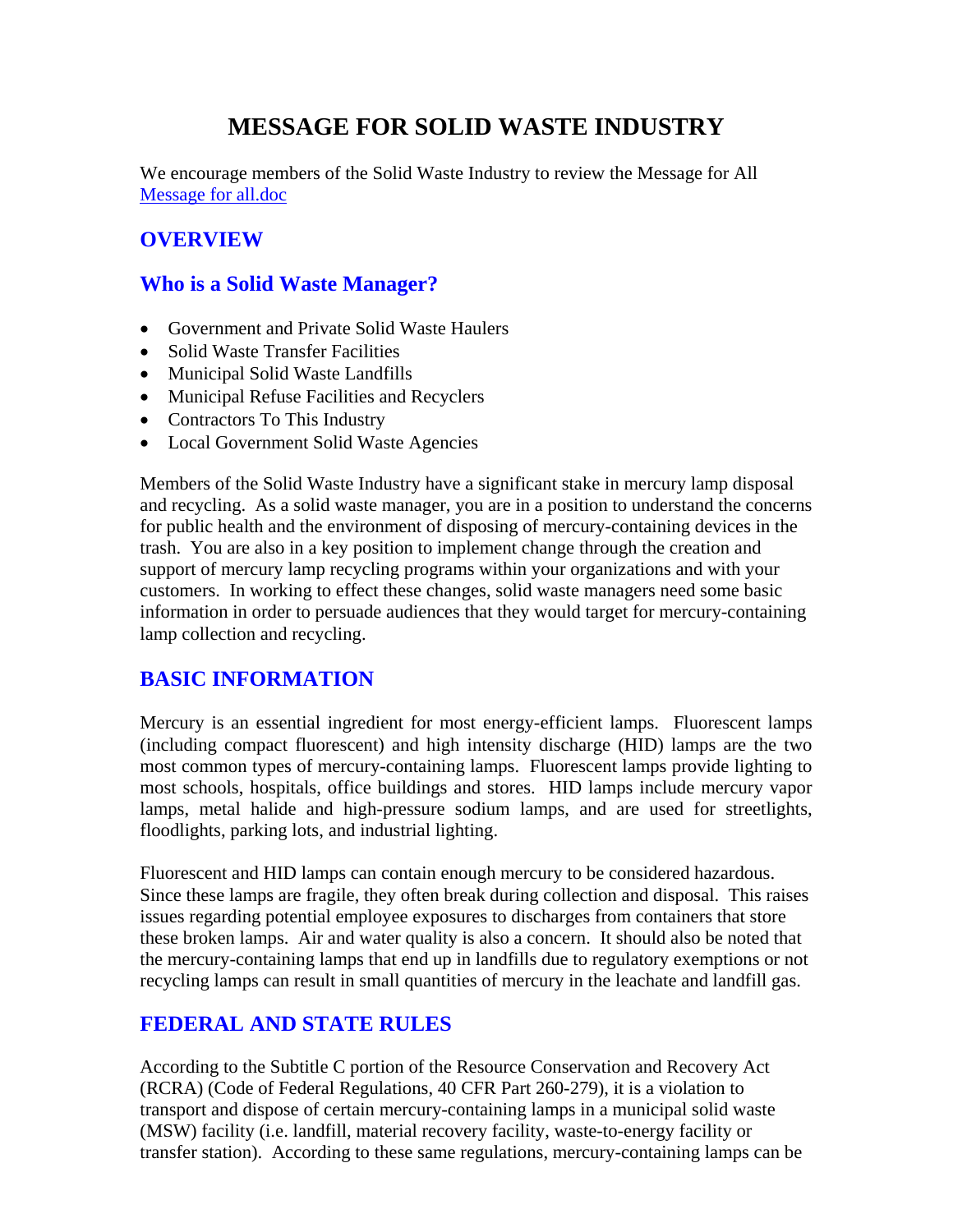# MESSAGE FOR SOLID WASTE INDUSTRY

We encourage members of the Solid Waste Industry to review the Message for All
[Message for all.doc](Message for all.doc)

## OVERVIEW

## Who is a Solid Waste Manager?

- Government and Private Solid Waste Haulers
- Solid Waste Transfer Facilities
- Municipal Solid Waste Landfills
- Municipal Refuse Facilities and Recyclers
- Contractors To This Industry
- Local Government Solid Waste Agencies

Members of the Solid Waste Industry have a significant stake in mercury lamp disposal and recycling. As a solid waste manager, you are in a position to understand the concerns for public health and the environment of disposing of mercury-containing devices in the trash. You are also in a key position to implement change through the creation and support of mercury lamp recycling programs within your organizations and with your customers. In working to effect these changes, solid waste managers need some basic information in order to persuade audiences that they would target for mercury-containing lamp collection and recycling.

## BASIC INFORMATION

Mercury is an essential ingredient for most energy-efficient lamps. Fluorescent lamps (including compact fluorescent) and high intensity discharge (HID) lamps are the two most common types of mercury-containing lamps. Fluorescent lamps provide lighting to most schools, hospitals, office buildings and stores. HID lamps include mercury vapor lamps, metal halide and high-pressure sodium lamps, and are used for streetlights, floodlights, parking lots, and industrial lighting.

Fluorescent and HID lamps can contain enough mercury to be considered hazardous. Since these lamps are fragile, they often break during collection and disposal. This raises issues regarding potential employee exposures to discharges from containers that store these broken lamps. Air and water quality is also a concern. It should also be noted that the mercury-containing lamps that end up in landfills due to regulatory exemptions or not recycling lamps can result in small quantities of mercury in the leachate and landfill gas.

## FEDERAL AND STATE RULES

According to the Subtitle C portion of the Resource Conservation and Recovery Act (RCRA) (Code of Federal Regulations, 40 CFR Part 260-279), it is a violation to transport and dispose of certain mercury-containing lamps in a municipal solid waste (MSW) facility (i.e. landfill, material recovery facility, waste-to-energy facility or transfer station). According to these same regulations, mercury-containing lamps can be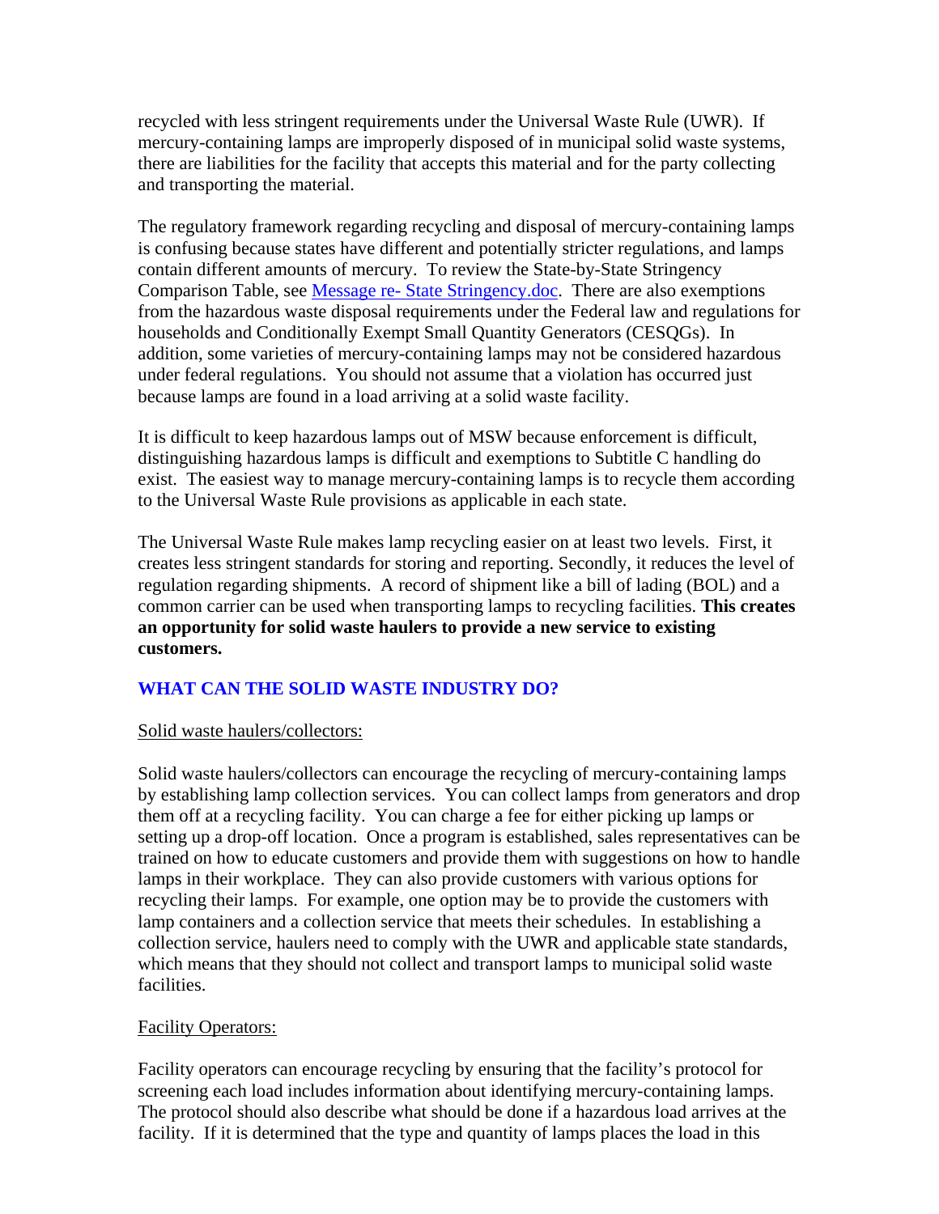recycled with less stringent requirements under the Universal Waste Rule (UWR). If mercury-containing lamps are improperly disposed of in municipal solid waste systems, there are liabilities for the facility that accepts this material and for the party collecting and transporting the material.

The regulatory framework regarding recycling and disposal of mercury-containing lamps is confusing because states have different and potentially stricter regulations, and lamps contain different amounts of mercury. To review the State-by-State Stringency Comparison Table, see Message re- State Stringency.doc. There are also exemptions from the hazardous waste disposal requirements under the Federal law and regulations for households and Conditionally Exempt Small Quantity Generators (CESQGs). In addition, some varieties of mercury-containing lamps may not be considered hazardous under federal regulations. You should not assume that a violation has occurred just because lamps are found in a load arriving at a solid waste facility.

It is difficult to keep hazardous lamps out of MSW because enforcement is difficult, distinguishing hazardous lamps is difficult and exemptions to Subtitle C handling do exist. The easiest way to manage mercury-containing lamps is to recycle them according to the Universal Waste Rule provisions as applicable in each state.

The Universal Waste Rule makes lamp recycling easier on at least two levels. First, it creates less stringent standards for storing and reporting. Secondly, it reduces the level of regulation regarding shipments. A record of shipment like a bill of lading (BOL) and a common carrier can be used when transporting lamps to recycling facilities. **This creates an opportunity for solid waste haulers to provide a new service to existing customers.**

## WHAT CAN THE SOLID WASTE INDUSTRY DO?

Solid waste haulers/collectors:

Solid waste haulers/collectors can encourage the recycling of mercury-containing lamps by establishing lamp collection services. You can collect lamps from generators and drop them off at a recycling facility. You can charge a fee for either picking up lamps or setting up a drop-off location. Once a program is established, sales representatives can be trained on how to educate customers and provide them with suggestions on how to handle lamps in their workplace. They can also provide customers with various options for recycling their lamps. For example, one option may be to provide the customers with lamp containers and a collection service that meets their schedules. In establishing a collection service, haulers need to comply with the UWR and applicable state standards, which means that they should not collect and transport lamps to municipal solid waste facilities.

Facility Operators:

Facility operators can encourage recycling by ensuring that the facility's protocol for screening each load includes information about identifying mercury-containing lamps. The protocol should also describe what should be done if a hazardous load arrives at the facility. If it is determined that the type and quantity of lamps places the load in this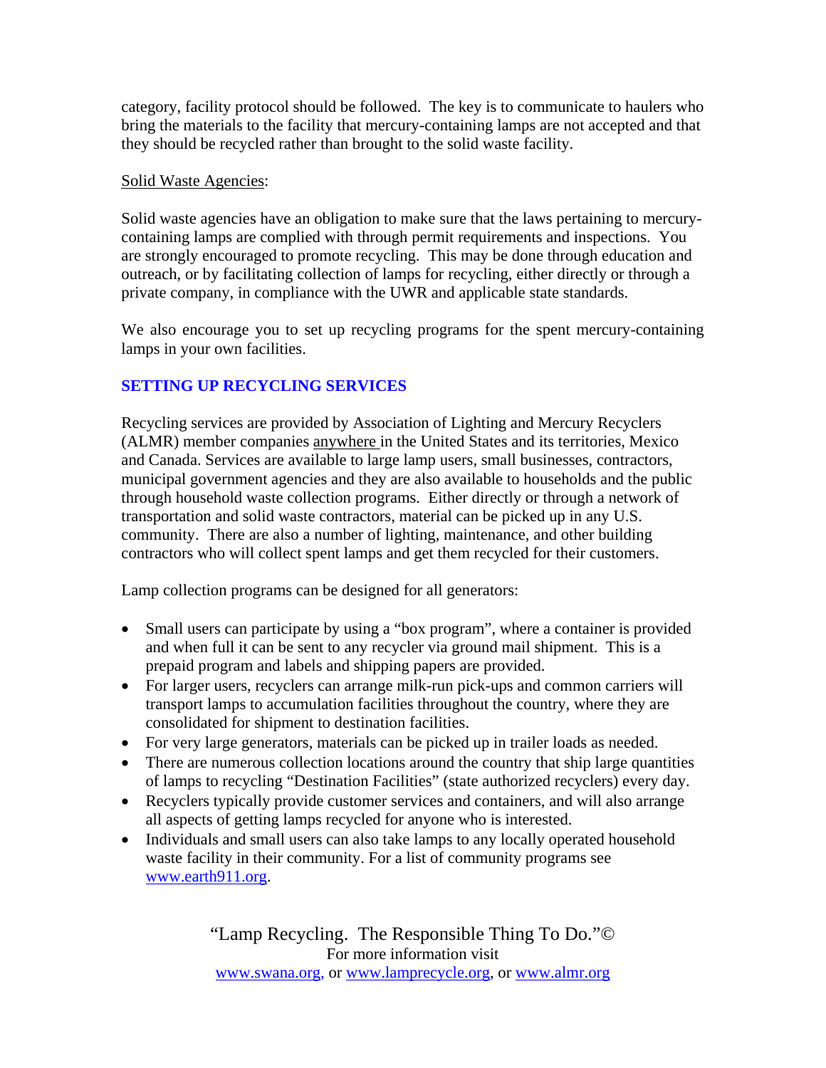category, facility protocol should be followed. The key is to communicate to haulers who bring the materials to the facility that mercury-containing lamps are not accepted and that they should be recycled rather than brought to the solid waste facility.

Solid Waste Agencies:

Solid waste agencies have an obligation to make sure that the laws pertaining to mercury-containing lamps are complied with through permit requirements and inspections. You are strongly encouraged to promote recycling. This may be done through education and outreach, or by facilitating collection of lamps for recycling, either directly or through a private company, in compliance with the UWR and applicable state standards.

We also encourage you to set up recycling programs for the spent mercury-containing lamps in your own facilities.

## SETTING UP RECYCLING SERVICES

Recycling services are provided by Association of Lighting and Mercury Recyclers (ALMR) member companies anywhere in the United States and its territories, Mexico and Canada. Services are available to large lamp users, small businesses, contractors, municipal government agencies and they are also available to households and the public through household waste collection programs. Either directly or through a network of transportation and solid waste contractors, material can be picked up in any U.S. community. There are also a number of lighting, maintenance, and other building contractors who will collect spent lamps and get them recycled for their customers.

Lamp collection programs can be designed for all generators:

- Small users can participate by using a "box program", where a container is provided and when full it can be sent to any recycler via ground mail shipment. This is a prepaid program and labels and shipping papers are provided.
- For larger users, recyclers can arrange milk-run pick-ups and common carriers will transport lamps to accumulation facilities throughout the country, where they are consolidated for shipment to destination facilities.
- For very large generators, materials can be picked up in trailer loads as needed.
- There are numerous collection locations around the country that ship large quantities of lamps to recycling "Destination Facilities" (state authorized recyclers) every day.
- Recyclers typically provide customer services and containers, and will also arrange all aspects of getting lamps recycled for anyone who is interested.
- Individuals and small users can also take lamps to any locally operated household waste facility in their community. For a list of community programs see www.earth911.org.

"Lamp Recycling. The Responsible Thing To Do."©
For more information visit
www.swana.org, or www.lamprecycle.org, or www.almr.org